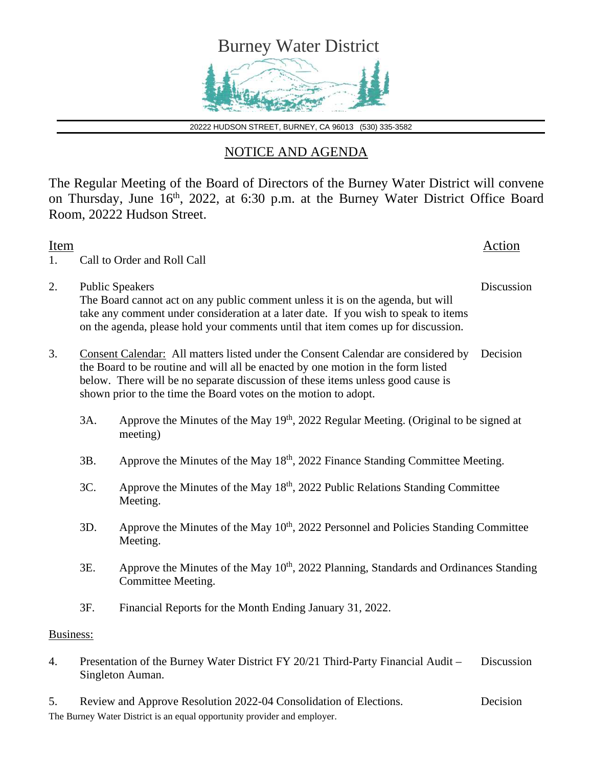# Burney Water District

20222 HUDSON STREET, BURNEY, CA 96013 (530) 335-3582

## NOTICE AND AGENDA

The Regular Meeting of the Board of Directors of the Burney Water District will convene on Thursday, June 16th, 2022, at 6:30 p.m. at the Burney Water District Office Board Room, 20222 Hudson Street.

| Item | | Action |
|---|---|---|
| 1. | Call to Order and Roll Call | |
| 2. | Public Speakers<br>The Board cannot act on any public comment unless it is on the agenda, but will take any comment under consideration at a later date. If you wish to speak to items on the agenda, please hold your comments until that item comes up for discussion. | Discussion |
| 3. | Consent Calendar: All matters listed under the Consent Calendar are considered by the Board to be routine and will all be enacted by one motion in the form listed below. There will be no separate discussion of these items unless good cause is shown prior to the time the Board votes on the motion to adopt. | Decision |

- 3A. Approve the Minutes of the May 19th, 2022 Regular Meeting. (Original to be signed at meeting)
- 3B. Approve the Minutes of the May 18th, 2022 Finance Standing Committee Meeting.
- 3C. Approve the Minutes of the May 18th, 2022 Public Relations Standing Committee Meeting.
- 3D. Approve the Minutes of the May 10th, 2022 Personnel and Policies Standing Committee Meeting.
- 3E. Approve the Minutes of the May 10th, 2022 Planning, Standards and Ordinances Standing Committee Meeting.
- 3F. Financial Reports for the Month Ending January 31, 2022.

Business:

| | | |
|---|---|---|
| 4. | Presentation of the Burney Water District FY 20/21 Third-Party Financial Audit – Singleton Auman. | Discussion |
| 5. | Review and Approve Resolution 2022-04 Consolidation of Elections. | Decision |

The Burney Water District is an equal opportunity provider and employer.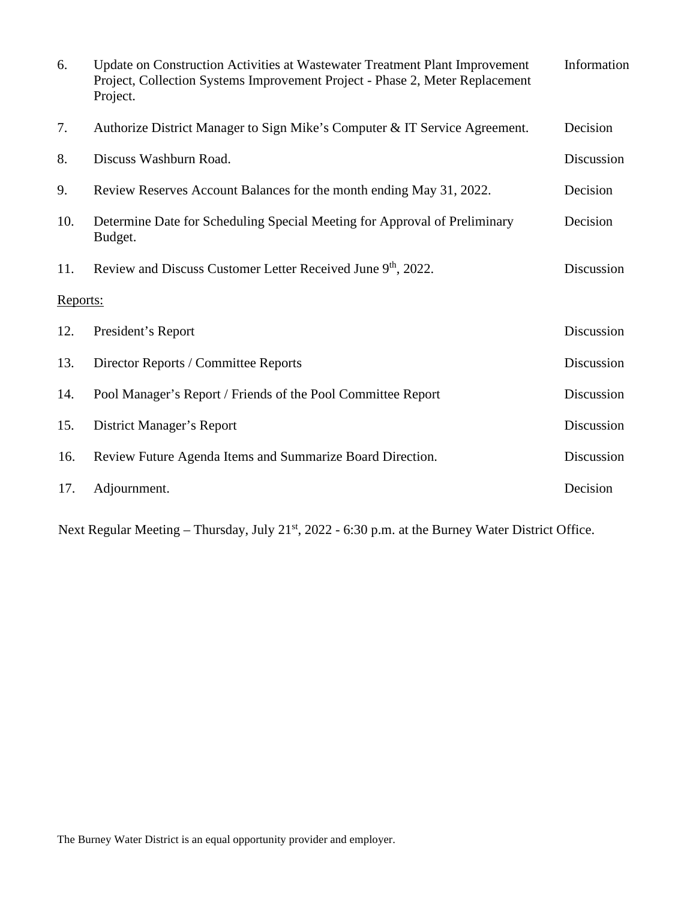| | | |
|---|---|---|
| 6. | Update on Construction Activities at Wastewater Treatment Plant Improvement Project, Collection Systems Improvement Project - Phase 2, Meter Replacement Project. | Information |
| 7. | Authorize District Manager to Sign Mike's Computer & IT Service Agreement. | Decision |
| 8. | Discuss Washburn Road. | Discussion |
| 9. | Review Reserves Account Balances for the month ending May 31, 2022. | Decision |
| 10. | Determine Date for Scheduling Special Meeting for Approval of Preliminary Budget. | Decision |
| 11. | Review and Discuss Customer Letter Received June 9th, 2022. | Discussion |

<u>Reports:</u>

| | | |
|---|---|---|
| 12. | President's Report | Discussion |
| 13. | Director Reports / Committee Reports | Discussion |
| 14. | Pool Manager's Report / Friends of the Pool Committee Report | Discussion |
| 15. | District Manager's Report | Discussion |
| 16. | Review Future Agenda Items and Summarize Board Direction. | Discussion |
| 17. | Adjournment. | Decision |

Next Regular Meeting – Thursday, July 21st, 2022 - 6:30 p.m. at the Burney Water District Office.

The Burney Water District is an equal opportunity provider and employer.